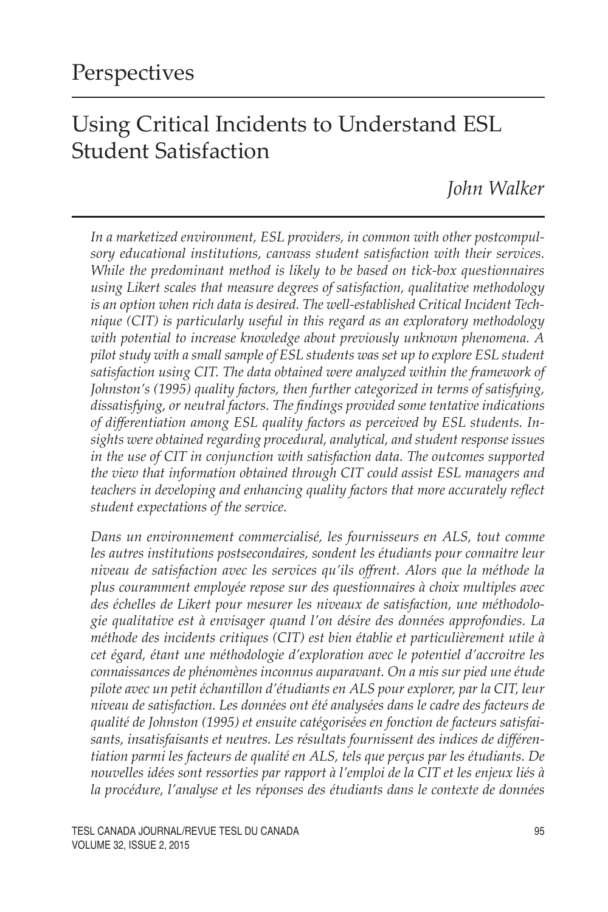# Perspectives

## Using Critical Incidents to Understand ESL Student Satisfaction

*John Walker*

*In a marketized environment, ESL providers, in common with other postcompulsory educational institutions, canvass student satisfaction with their services. While the predominant method is likely to be based on tick-box questionnaires using Likert scales that measure degrees of satisfaction, qualitative methodology is an option when rich data is desired. The well-established Critical Incident Technique (CIT) is particularly useful in this regard as an exploratory methodology with potential to increase knowledge about previously unknown phenomena. A pilot study with a small sample of ESL students was set up to explore ESL student satisfaction using CIT. The data obtained were analyzed within the framework of Johnston's (1995) quality factors, then further categorized in terms of satisfying, dissatisfying, or neutral factors. The findings provided some tentative indications of differentiation among ESL quality factors as perceived by ESL students. Insights were obtained regarding procedural, analytical, and student response issues in the use of CIT in conjunction with satisfaction data. The outcomes supported the view that information obtained through CIT could assist ESL managers and teachers in developing and enhancing quality factors that more accurately reflect student expectations of the service.*

*Dans un environnement commercialisé, les fournisseurs en ALS, tout comme les autres institutions postsecondaires, sondent les étudiants pour connaitre leur niveau de satisfaction avec les services qu'ils offrent. Alors que la méthode la plus couramment employée repose sur des questionnaires à choix multiples avec des échelles de Likert pour mesurer les niveaux de satisfaction, une méthodologie qualitative est à envisager quand l'on désire des données approfondies. La méthode des incidents critiques (CIT) est bien établie et particulièrement utile à cet égard, étant une méthodologie d'exploration avec le potentiel d'accroitre les connaissances de phénomènes inconnus auparavant. On a mis sur pied une étude pilote avec un petit échantillon d'étudiants en ALS pour explorer, par la CIT, leur niveau de satisfaction. Les données ont été analysées dans le cadre des facteurs de qualité de Johnston (1995) et ensuite catégorisées en fonction de facteurs satisfaisants, insatisfaisants et neutres. Les résultats fournissent des indices de différentiation parmi les facteurs de qualité en ALS, tels que perçus par les étudiants. De nouvelles idées sont ressorties par rapport à l'emploi de la CIT et les enjeux liés à la procédure, l'analyse et les réponses des étudiants dans le contexte de données*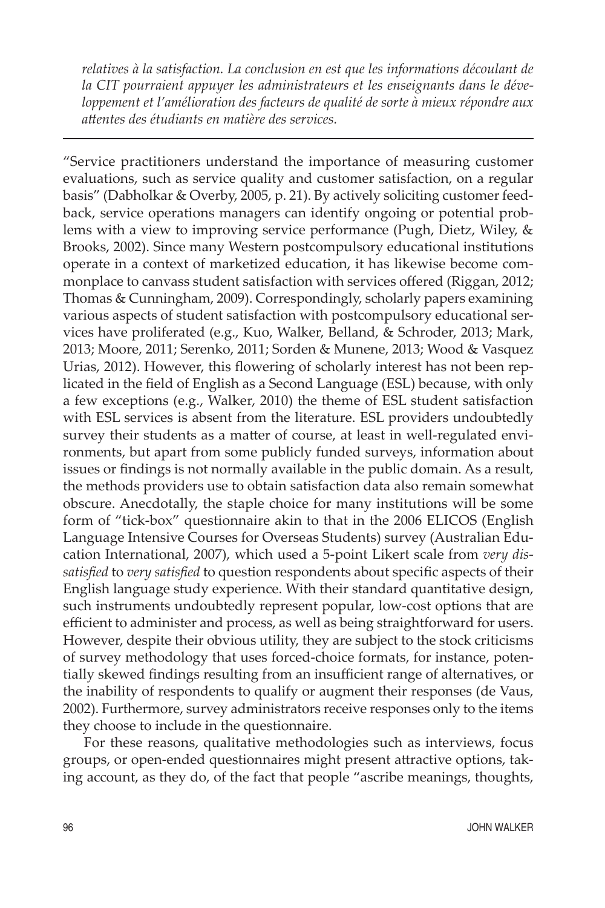*relatives à la satisfaction. La conclusion en est que les informations découlant de la CIT pourraient appuyer les administrateurs et les enseignants dans le développement et l'amélioration des facteurs de qualité de sorte à mieux répondre aux attentes des étudiants en matière des services.*

---

"Service practitioners understand the importance of measuring customer evaluations, such as service quality and customer satisfaction, on a regular basis" (Dabholkar & Overby, 2005, p. 21). By actively soliciting customer feedback, service operations managers can identify ongoing or potential problems with a view to improving service performance (Pugh, Dietz, Wiley, & Brooks, 2002). Since many Western postcompulsory educational institutions operate in a context of marketized education, it has likewise become commonplace to canvass student satisfaction with services offered (Riggan, 2012; Thomas & Cunningham, 2009). Correspondingly, scholarly papers examining various aspects of student satisfaction with postcompulsory educational services have proliferated (e.g., Kuo, Walker, Belland, & Schroder, 2013; Mark, 2013; Moore, 2011; Serenko, 2011; Sorden & Munene, 2013; Wood & Vasquez Urias, 2012). However, this flowering of scholarly interest has not been replicated in the field of English as a Second Language (ESL) because, with only a few exceptions (e.g., Walker, 2010) the theme of ESL student satisfaction with ESL services is absent from the literature. ESL providers undoubtedly survey their students as a matter of course, at least in well-regulated environments, but apart from some publicly funded surveys, information about issues or findings is not normally available in the public domain. As a result, the methods providers use to obtain satisfaction data also remain somewhat obscure. Anecdotally, the staple choice for many institutions will be some form of "tick-box" questionnaire akin to that in the 2006 ELICOS (English Language Intensive Courses for Overseas Students) survey (Australian Education International, 2007), which used a 5-point Likert scale from *very dissatisfied* to *very satisfied* to question respondents about specific aspects of their English language study experience. With their standard quantitative design, such instruments undoubtedly represent popular, low-cost options that are efficient to administer and process, as well as being straightforward for users. However, despite their obvious utility, they are subject to the stock criticisms of survey methodology that uses forced-choice formats, for instance, potentially skewed findings resulting from an insufficient range of alternatives, or the inability of respondents to qualify or augment their responses (de Vaus, 2002). Furthermore, survey administrators receive responses only to the items they choose to include in the questionnaire.

For these reasons, qualitative methodologies such as interviews, focus groups, or open-ended questionnaires might present attractive options, taking account, as they do, of the fact that people "ascribe meanings, thoughts,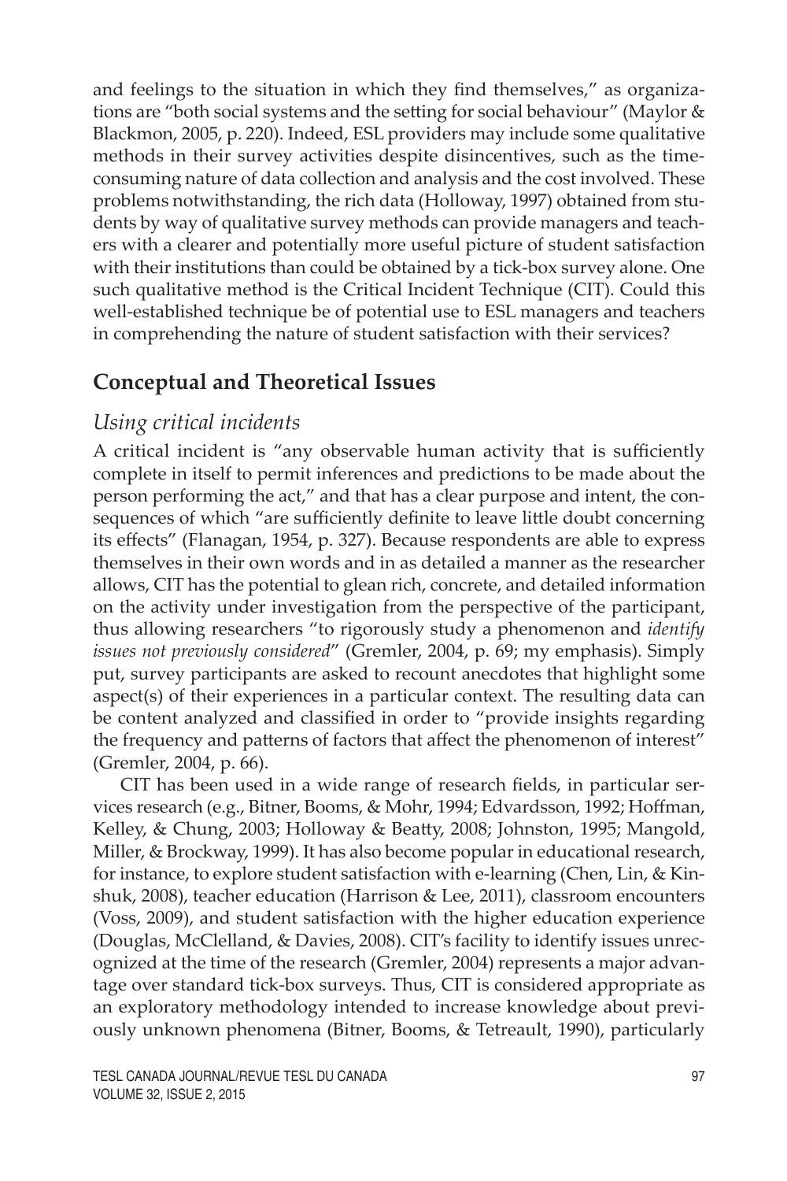and feelings to the situation in which they find themselves," as organizations are "both social systems and the setting for social behaviour" (Maylor & Blackmon, 2005, p. 220). Indeed, ESL providers may include some qualitative methods in their survey activities despite disincentives, such as the time-consuming nature of data collection and analysis and the cost involved. These problems notwithstanding, the rich data (Holloway, 1997) obtained from students by way of qualitative survey methods can provide managers and teachers with a clearer and potentially more useful picture of student satisfaction with their institutions than could be obtained by a tick-box survey alone. One such qualitative method is the Critical Incident Technique (CIT). Could this well-established technique be of potential use to ESL managers and teachers in comprehending the nature of student satisfaction with their services?

## Conceptual and Theoretical Issues

### *Using critical incidents*

A critical incident is "any observable human activity that is sufficiently complete in itself to permit inferences and predictions to be made about the person performing the act," and that has a clear purpose and intent, the consequences of which "are sufficiently definite to leave little doubt concerning its effects" (Flanagan, 1954, p. 327). Because respondents are able to express themselves in their own words and in as detailed a manner as the researcher allows, CIT has the potential to glean rich, concrete, and detailed information on the activity under investigation from the perspective of the participant, thus allowing researchers "to rigorously study a phenomenon and *identify issues not previously considered*" (Gremler, 2004, p. 69; my emphasis). Simply put, survey participants are asked to recount anecdotes that highlight some aspect(s) of their experiences in a particular context. The resulting data can be content analyzed and classified in order to "provide insights regarding the frequency and patterns of factors that affect the phenomenon of interest" (Gremler, 2004, p. 66).

CIT has been used in a wide range of research fields, in particular services research (e.g., Bitner, Booms, & Mohr, 1994; Edvardsson, 1992; Hoffman, Kelley, & Chung, 2003; Holloway & Beatty, 2008; Johnston, 1995; Mangold, Miller, & Brockway, 1999). It has also become popular in educational research, for instance, to explore student satisfaction with e-learning (Chen, Lin, & Kinshuk, 2008), teacher education (Harrison & Lee, 2011), classroom encounters (Voss, 2009), and student satisfaction with the higher education experience (Douglas, McClelland, & Davies, 2008). CIT's facility to identify issues unrecognized at the time of the research (Gremler, 2004) represents a major advantage over standard tick-box surveys. Thus, CIT is considered appropriate as an exploratory methodology intended to increase knowledge about previously unknown phenomena (Bitner, Booms, & Tetreault, 1990), particularly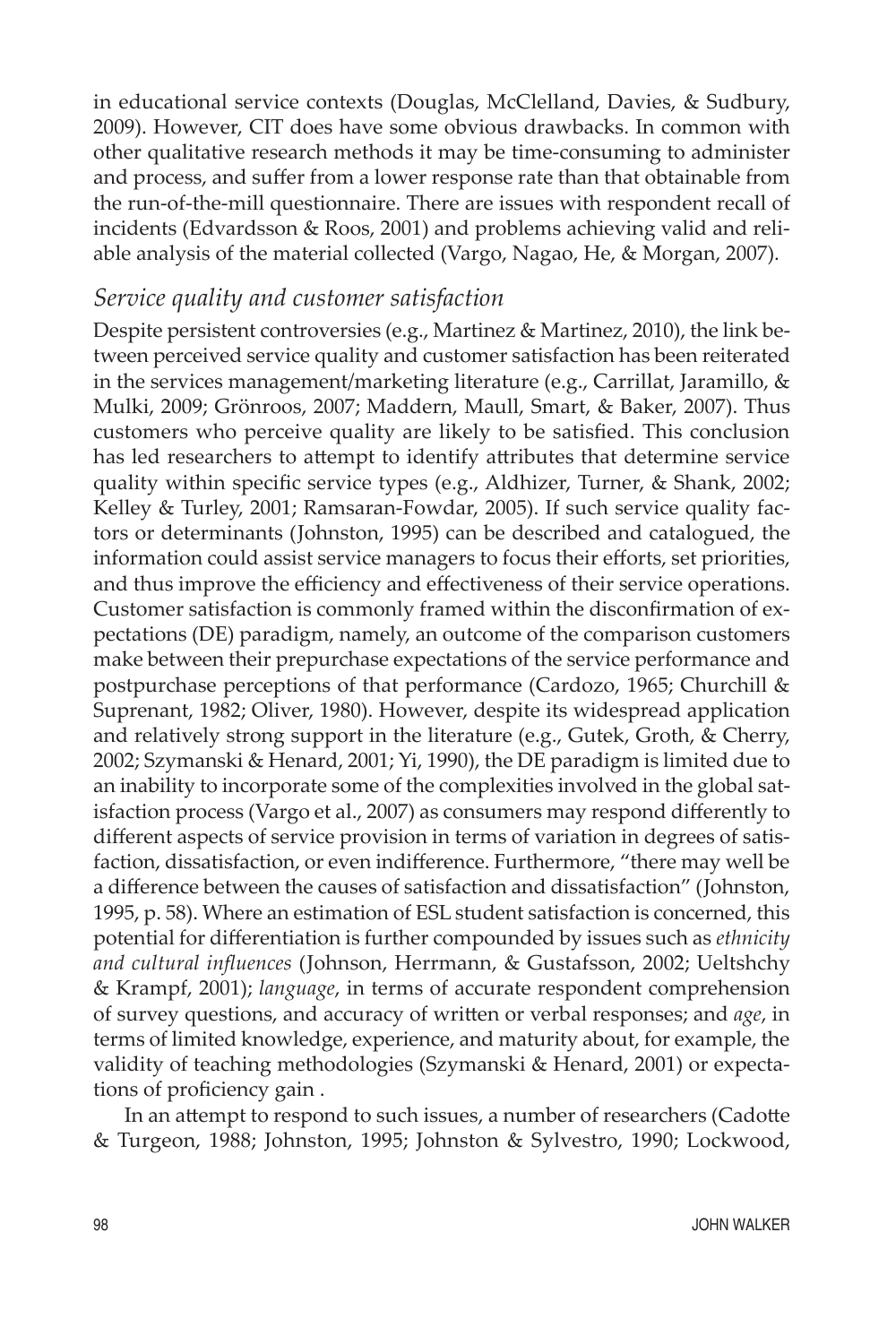in educational service contexts (Douglas, McClelland, Davies, & Sudbury, 2009). However, CIT does have some obvious drawbacks. In common with other qualitative research methods it may be time-consuming to administer and process, and suffer from a lower response rate than that obtainable from the run-of-the-mill questionnaire. There are issues with respondent recall of incidents (Edvardsson & Roos, 2001) and problems achieving valid and reliable analysis of the material collected (Vargo, Nagao, He, & Morgan, 2007).

### *Service quality and customer satisfaction*

Despite persistent controversies (e.g., Martinez & Martinez, 2010), the link between perceived service quality and customer satisfaction has been reiterated in the services management/marketing literature (e.g., Carrillat, Jaramillo, & Mulki, 2009; Grönroos, 2007; Maddern, Maull, Smart, & Baker, 2007). Thus customers who perceive quality are likely to be satisfied. This conclusion has led researchers to attempt to identify attributes that determine service quality within specific service types (e.g., Aldhizer, Turner, & Shank, 2002; Kelley & Turley, 2001; Ramsaran-Fowdar, 2005). If such service quality factors or determinants (Johnston, 1995) can be described and catalogued, the information could assist service managers to focus their efforts, set priorities, and thus improve the efficiency and effectiveness of their service operations. Customer satisfaction is commonly framed within the disconfirmation of expectations (DE) paradigm, namely, an outcome of the comparison customers make between their prepurchase expectations of the service performance and postpurchase perceptions of that performance (Cardozo, 1965; Churchill & Suprenant, 1982; Oliver, 1980). However, despite its widespread application and relatively strong support in the literature (e.g., Gutek, Groth, & Cherry, 2002; Szymanski & Henard, 2001; Yi, 1990), the DE paradigm is limited due to an inability to incorporate some of the complexities involved in the global satisfaction process (Vargo et al., 2007) as consumers may respond differently to different aspects of service provision in terms of variation in degrees of satisfaction, dissatisfaction, or even indifference. Furthermore, "there may well be a difference between the causes of satisfaction and dissatisfaction" (Johnston, 1995, p. 58). Where an estimation of ESL student satisfaction is concerned, this potential for differentiation is further compounded by issues such as *ethnicity and cultural influences* (Johnson, Herrmann, & Gustafsson, 2002; Ueltshchy & Krampf, 2001); *language*, in terms of accurate respondent comprehension of survey questions, and accuracy of written or verbal responses; and *age*, in terms of limited knowledge, experience, and maturity about, for example, the validity of teaching methodologies (Szymanski & Henard, 2001) or expectations of proficiency gain .

In an attempt to respond to such issues, a number of researchers (Cadotte & Turgeon, 1988; Johnston, 1995; Johnston & Sylvestro, 1990; Lockwood,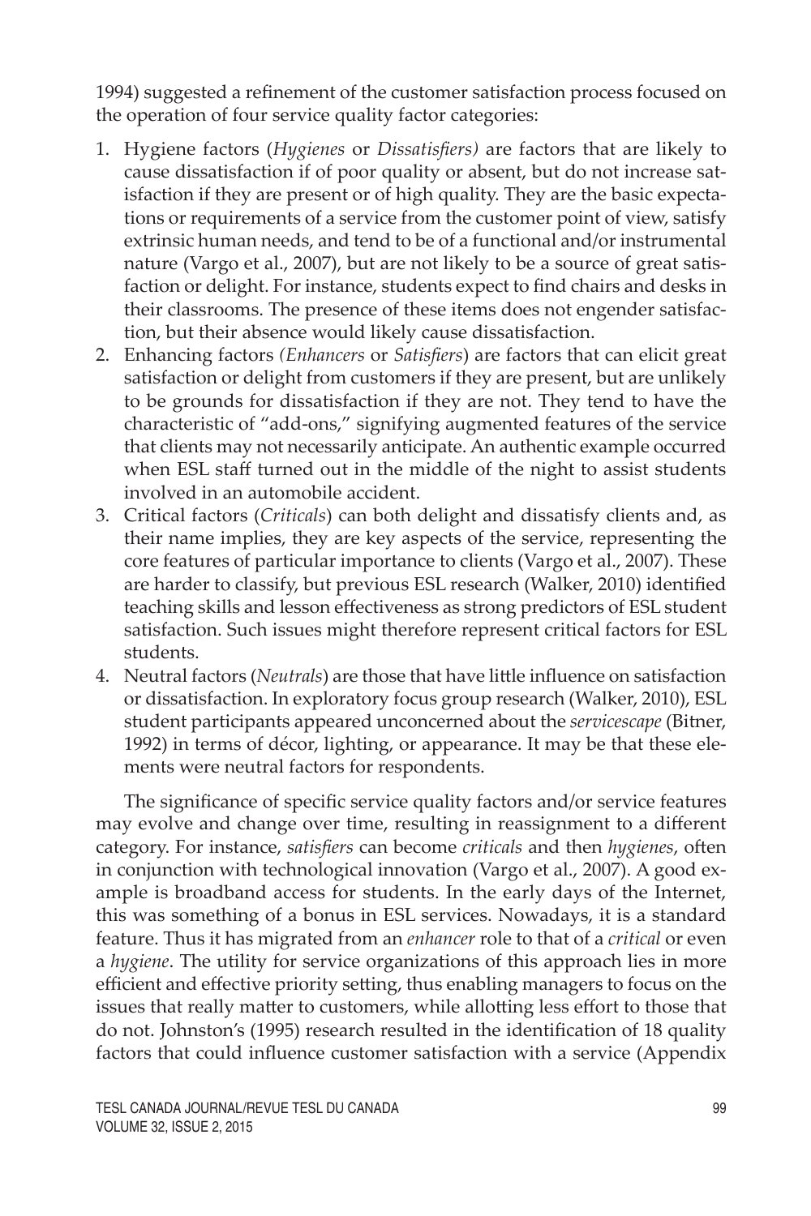1994) suggested a refinement of the customer satisfaction process focused on the operation of four service quality factor categories:

1. Hygiene factors (*Hygienes* or *Dissatisfiers)* are factors that are likely to cause dissatisfaction if of poor quality or absent, but do not increase satisfaction if they are present or of high quality. They are the basic expectations or requirements of a service from the customer point of view, satisfy extrinsic human needs, and tend to be of a functional and/or instrumental nature (Vargo et al., 2007), but are not likely to be a source of great satisfaction or delight. For instance, students expect to find chairs and desks in their classrooms. The presence of these items does not engender satisfaction, but their absence would likely cause dissatisfaction.
2. Enhancing factors *(Enhancers* or *Satisfiers*) are factors that can elicit great satisfaction or delight from customers if they are present, but are unlikely to be grounds for dissatisfaction if they are not. They tend to have the characteristic of "add-ons," signifying augmented features of the service that clients may not necessarily anticipate. An authentic example occurred when ESL staff turned out in the middle of the night to assist students involved in an automobile accident.
3. Critical factors (*Criticals*) can both delight and dissatisfy clients and, as their name implies, they are key aspects of the service, representing the core features of particular importance to clients (Vargo et al., 2007). These are harder to classify, but previous ESL research (Walker, 2010) identified teaching skills and lesson effectiveness as strong predictors of ESL student satisfaction. Such issues might therefore represent critical factors for ESL students.
4. Neutral factors (*Neutrals*) are those that have little influence on satisfaction or dissatisfaction. In exploratory focus group research (Walker, 2010), ESL student participants appeared unconcerned about the *servicescape* (Bitner, 1992) in terms of décor, lighting, or appearance. It may be that these elements were neutral factors for respondents.

The significance of specific service quality factors and/or service features may evolve and change over time, resulting in reassignment to a different category. For instance, *satisfiers* can become *criticals* and then *hygienes*, often in conjunction with technological innovation (Vargo et al., 2007). A good example is broadband access for students. In the early days of the Internet, this was something of a bonus in ESL services. Nowadays, it is a standard feature. Thus it has migrated from an *enhancer* role to that of a *critical* or even a *hygiene*. The utility for service organizations of this approach lies in more efficient and effective priority setting, thus enabling managers to focus on the issues that really matter to customers, while allotting less effort to those that do not. Johnston's (1995) research resulted in the identification of 18 quality factors that could influence customer satisfaction with a service (Appendix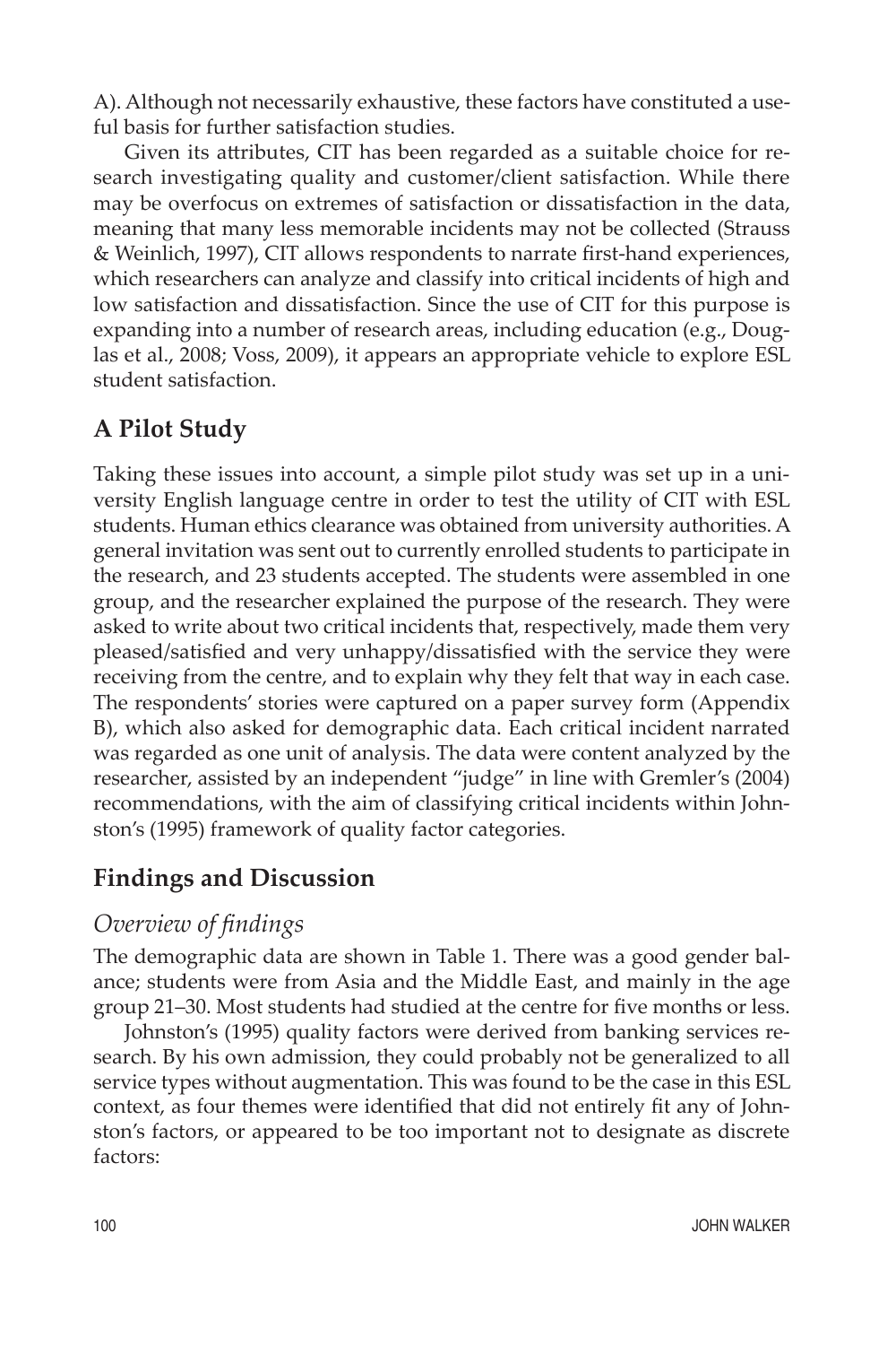A). Although not necessarily exhaustive, these factors have constituted a useful basis for further satisfaction studies.

Given its attributes, CIT has been regarded as a suitable choice for research investigating quality and customer/client satisfaction. While there may be overfocus on extremes of satisfaction or dissatisfaction in the data, meaning that many less memorable incidents may not be collected (Strauss & Weinlich, 1997), CIT allows respondents to narrate first-hand experiences, which researchers can analyze and classify into critical incidents of high and low satisfaction and dissatisfaction. Since the use of CIT for this purpose is expanding into a number of research areas, including education (e.g., Douglas et al., 2008; Voss, 2009), it appears an appropriate vehicle to explore ESL student satisfaction.

## A Pilot Study

Taking these issues into account, a simple pilot study was set up in a university English language centre in order to test the utility of CIT with ESL students. Human ethics clearance was obtained from university authorities. A general invitation was sent out to currently enrolled students to participate in the research, and 23 students accepted. The students were assembled in one group, and the researcher explained the purpose of the research. They were asked to write about two critical incidents that, respectively, made them very pleased/satisfied and very unhappy/dissatisfied with the service they were receiving from the centre, and to explain why they felt that way in each case. The respondents' stories were captured on a paper survey form (Appendix B), which also asked for demographic data. Each critical incident narrated was regarded as one unit of analysis. The data were content analyzed by the researcher, assisted by an independent "judge" in line with Gremler's (2004) recommendations, with the aim of classifying critical incidents within Johnston's (1995) framework of quality factor categories.

## Findings and Discussion

### *Overview of findings*

The demographic data are shown in Table 1. There was a good gender balance; students were from Asia and the Middle East, and mainly in the age group 21–30. Most students had studied at the centre for five months or less.

Johnston's (1995) quality factors were derived from banking services research. By his own admission, they could probably not be generalized to all service types without augmentation. This was found to be the case in this ESL context, as four themes were identified that did not entirely fit any of Johnston's factors, or appeared to be too important not to designate as discrete factors: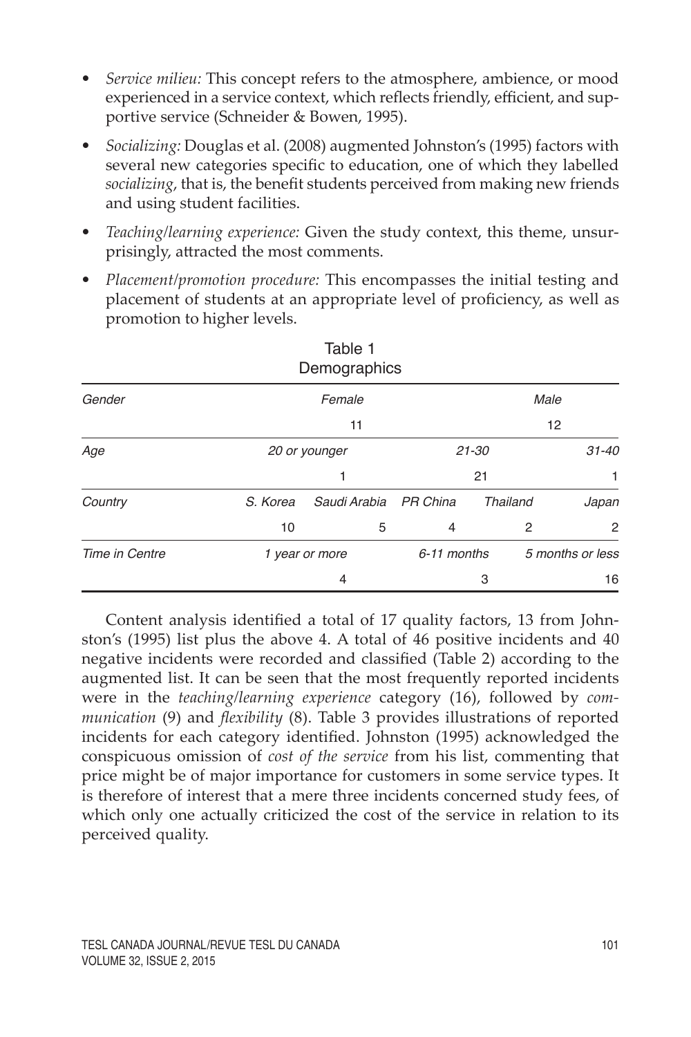- *Service milieu:* This concept refers to the atmosphere, ambience, or mood experienced in a service context, which reflects friendly, efficient, and supportive service (Schneider & Bowen, 1995).
- *Socializing:* Douglas et al. (2008) augmented Johnston's (1995) factors with several new categories specific to education, one of which they labelled *socializing*, that is, the benefit students perceived from making new friends and using student facilities.
- *Teaching/learning experience:* Given the study context, this theme, unsurprisingly, attracted the most comments.
- *Placement/promotion procedure:* This encompasses the initial testing and placement of students at an appropriate level of proficiency, as well as promotion to higher levels.

Table 1
Demographics

| *Gender* | *Female* | | | *Male* | |
|---|---|---|---|---|---|
| | 11 | | | 12 | |
| *Age* | *20 or younger* | | *21-30* | | *31-40* |
| | 1 | | 21 | | 1 |
| *Country* | *S. Korea* | *Saudi Arabia* | *PR China* | *Thailand* | *Japan* |
| | 10 | 5 | 4 | 2 | 2 |
| *Time in Centre* | *1 year or more* | | *6-11 months* | | *5 months or less* |
| | 4 | | 3 | | 16 |

Content analysis identified a total of 17 quality factors, 13 from Johnston's (1995) list plus the above 4. A total of 46 positive incidents and 40 negative incidents were recorded and classified (Table 2) according to the augmented list. It can be seen that the most frequently reported incidents were in the *teaching/learning experience* category (16), followed by *communication* (9) and *flexibility* (8). Table 3 provides illustrations of reported incidents for each category identified. Johnston (1995) acknowledged the conspicuous omission of *cost of the service* from his list, commenting that price might be of major importance for customers in some service types. It is therefore of interest that a mere three incidents concerned study fees, of which only one actually criticized the cost of the service in relation to its perceived quality.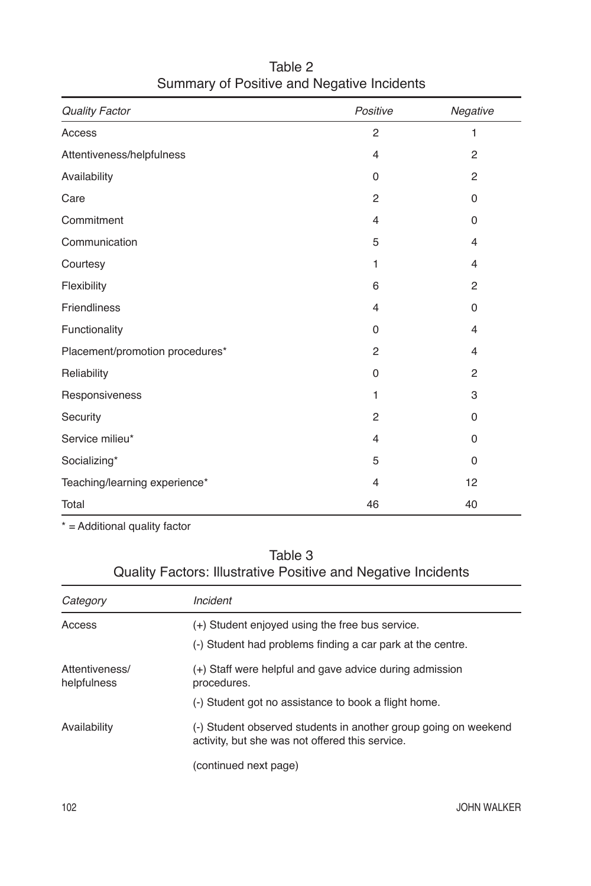Table 2
Summary of Positive and Negative Incidents

| *Quality Factor* | *Positive* | *Negative* |
|---|---|---|
| Access | 2 | 1 |
| Attentiveness/helpfulness | 4 | 2 |
| Availability | 0 | 2 |
| Care | 2 | 0 |
| Commitment | 4 | 0 |
| Communication | 5 | 4 |
| Courtesy | 1 | 4 |
| Flexibility | 6 | 2 |
| Friendliness | 4 | 0 |
| Functionality | 0 | 4 |
| Placement/promotion procedures* | 2 | 4 |
| Reliability | 0 | 2 |
| Responsiveness | 1 | 3 |
| Security | 2 | 0 |
| Service milieu* | 4 | 0 |
| Socializing* | 5 | 0 |
| Teaching/learning experience* | 4 | 12 |
| Total | 46 | 40 |

* = Additional quality factor

Table 3
Quality Factors: Illustrative Positive and Negative Incidents

| *Category* | *Incident* |
|---|---|
| Access | (+) Student enjoyed using the free bus service. |
| | (-) Student had problems finding a car park at the centre. |
| Attentiveness/ helpfulness | (+) Staff were helpful and gave advice during admission procedures. |
| | (-) Student got no assistance to book a flight home. |
| Availability | (-) Student observed students in another group going on weekend activity, but she was not offered this service. |
| | (continued next page) |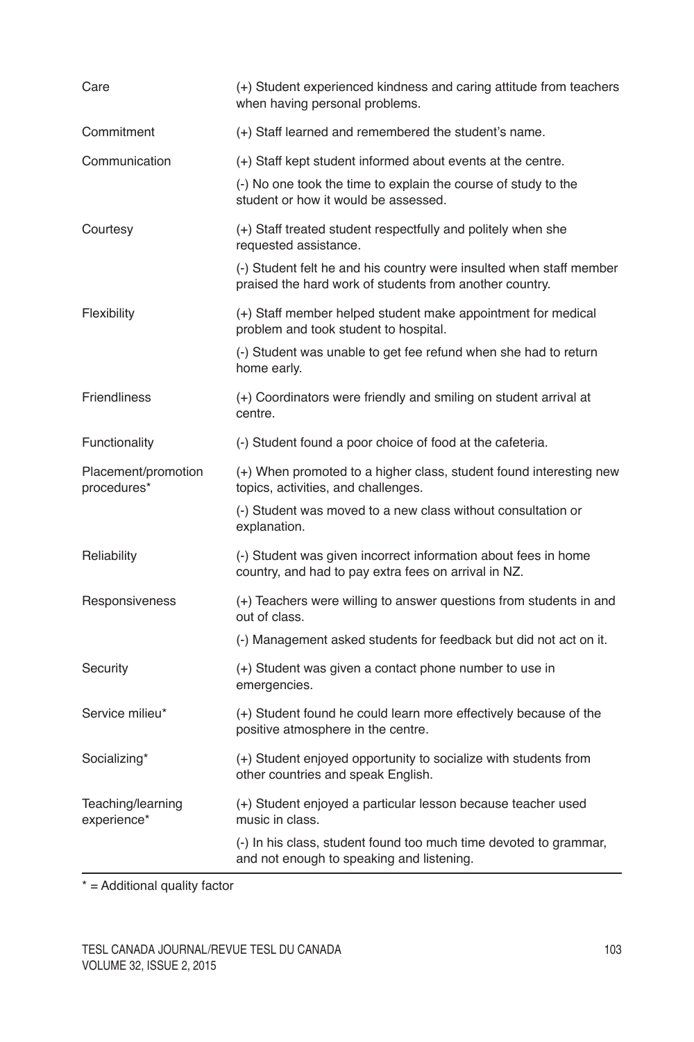| | |
|---|---|
| Care | (+) Student experienced kindness and caring attitude from teachers when having personal problems. |
| Commitment | (+) Staff learned and remembered the student's name. |
| Communication | (+) Staff kept student informed about events at the centre. |
| | (-) No one took the time to explain the course of study to the student or how it would be assessed. |
| Courtesy | (+) Staff treated student respectfully and politely when she requested assistance. |
| | (-) Student felt he and his country were insulted when staff member praised the hard work of students from another country. |
| Flexibility | (+) Staff member helped student make appointment for medical problem and took student to hospital. |
| | (-) Student was unable to get fee refund when she had to return home early. |
| Friendliness | (+) Coordinators were friendly and smiling on student arrival at centre. |
| Functionality | (-) Student found a poor choice of food at the cafeteria. |
| Placement/promotion procedures* | (+) When promoted to a higher class, student found interesting new topics, activities, and challenges. |
| | (-) Student was moved to a new class without consultation or explanation. |
| Reliability | (-) Student was given incorrect information about fees in home country, and had to pay extra fees on arrival in NZ. |
| Responsiveness | (+) Teachers were willing to answer questions from students in and out of class. |
| | (-) Management asked students for feedback but did not act on it. |
| Security | (+) Student was given a contact phone number to use in emergencies. |
| Service milieu* | (+) Student found he could learn more effectively because of the positive atmosphere in the centre. |
| Socializing* | (+) Student enjoyed opportunity to socialize with students from other countries and speak English. |
| Teaching/learning experience* | (+) Student enjoyed a particular lesson because teacher used music in class. |
| | (-) In his class, student found too much time devoted to grammar, and not enough to speaking and listening. |

* = Additional quality factor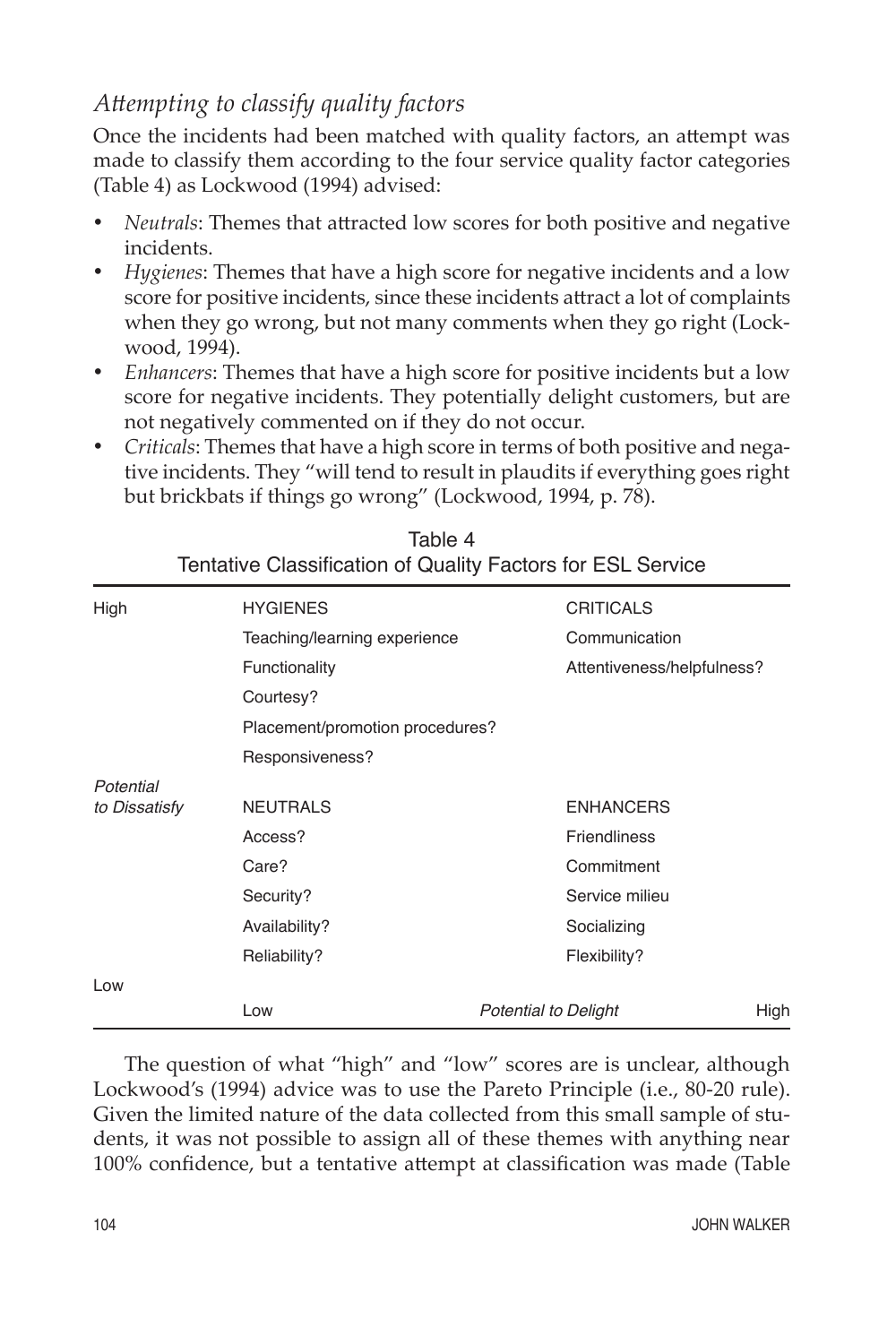### *Attempting to classify quality factors*

Once the incidents had been matched with quality factors, an attempt was made to classify them according to the four service quality factor categories (Table 4) as Lockwood (1994) advised:

- *Neutrals*: Themes that attracted low scores for both positive and negative incidents.
- *Hygienes*: Themes that have a high score for negative incidents and a low score for positive incidents, since these incidents attract a lot of complaints when they go wrong, but not many comments when they go right (Lockwood, 1994).
- *Enhancers*: Themes that have a high score for positive incidents but a low score for negative incidents. They potentially delight customers, but are not negatively commented on if they do not occur.
- *Criticals*: Themes that have a high score in terms of both positive and negative incidents. They "will tend to result in plaudits if everything goes right but brickbats if things go wrong" (Lockwood, 1994, p. 78).

Table 4
Tentative Classification of Quality Factors for ESL Service

| *Potential to Dissatisfy* | Low ← *Potential to Delight* | → High |
|---|---|---|
| High | HYGIENES | CRITICALS |
| | Teaching/learning experience | Communication |
| | Functionality | Attentiveness/helpfulness? |
| | Courtesy? | |
| | Placement/promotion procedures? | |
| | Responsiveness? | |
| Low | NEUTRALS | ENHANCERS |
| | Access? | Friendliness |
| | Care? | Commitment |
| | Security? | Service milieu |
| | Availability? | Socializing |
| | Reliability? | Flexibility? |

The question of what "high" and "low" scores are is unclear, although Lockwood's (1994) advice was to use the Pareto Principle (i.e., 80-20 rule). Given the limited nature of the data collected from this small sample of students, it was not possible to assign all of these themes with anything near 100% confidence, but a tentative attempt at classification was made (Table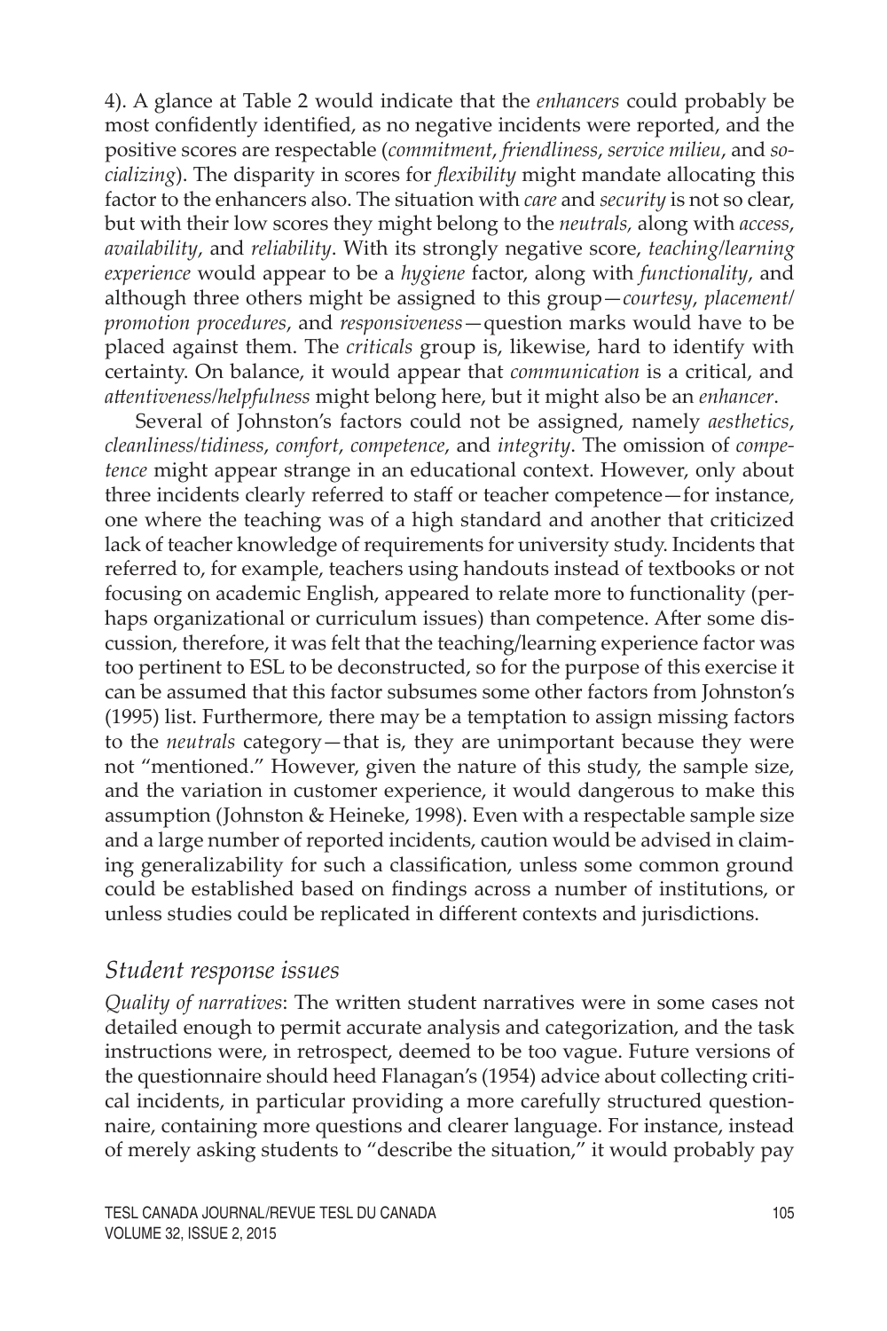4). A glance at Table 2 would indicate that the *enhancers* could probably be most confidently identified, as no negative incidents were reported, and the positive scores are respectable (*commitment*, *friendliness*, *service milieu*, and *socializing*). The disparity in scores for *flexibility* might mandate allocating this factor to the enhancers also. The situation with *care* and *security* is not so clear, but with their low scores they might belong to the *neutrals,* along with *access*, *availability*, and *reliability*. With its strongly negative score, *teaching/learning experience* would appear to be a *hygiene* factor, along with *functionality*, and although three others might be assigned to this group—*courtesy*, *placement/promotion procedures*, and *responsiveness*—question marks would have to be placed against them. The *criticals* group is, likewise, hard to identify with certainty. On balance, it would appear that *communication* is a critical, and *attentiveness/helpfulness* might belong here, but it might also be an *enhancer*.

Several of Johnston's factors could not be assigned, namely *aesthetics*, *cleanliness/tidiness*, *comfort*, *competence*, and *integrity*. The omission of *competence* might appear strange in an educational context. However, only about three incidents clearly referred to staff or teacher competence—for instance, one where the teaching was of a high standard and another that criticized lack of teacher knowledge of requirements for university study. Incidents that referred to, for example, teachers using handouts instead of textbooks or not focusing on academic English, appeared to relate more to functionality (perhaps organizational or curriculum issues) than competence. After some discussion, therefore, it was felt that the teaching/learning experience factor was too pertinent to ESL to be deconstructed, so for the purpose of this exercise it can be assumed that this factor subsumes some other factors from Johnston's (1995) list. Furthermore, there may be a temptation to assign missing factors to the *neutrals* category—that is, they are unimportant because they were not "mentioned." However, given the nature of this study, the sample size, and the variation in customer experience, it would dangerous to make this assumption (Johnston & Heineke, 1998). Even with a respectable sample size and a large number of reported incidents, caution would be advised in claiming generalizability for such a classification, unless some common ground could be established based on findings across a number of institutions, or unless studies could be replicated in different contexts and jurisdictions.

### *Student response issues*

*Quality of narratives*: The written student narratives were in some cases not detailed enough to permit accurate analysis and categorization, and the task instructions were, in retrospect, deemed to be too vague. Future versions of the questionnaire should heed Flanagan's (1954) advice about collecting critical incidents, in particular providing a more carefully structured questionnaire, containing more questions and clearer language. For instance, instead of merely asking students to "describe the situation," it would probably pay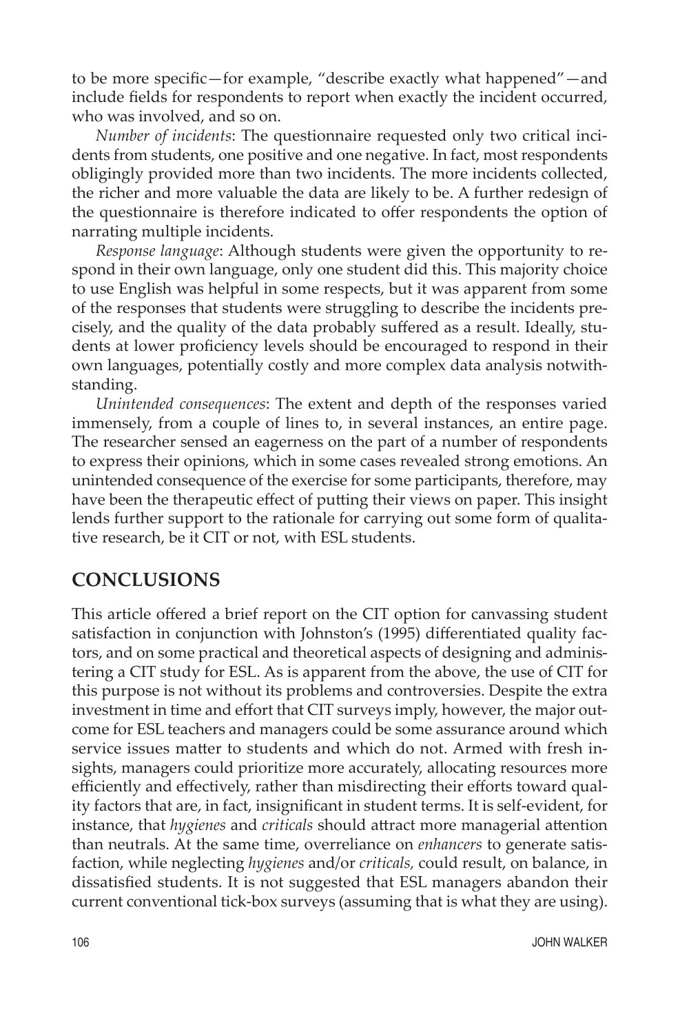to be more specific—for example, “describe exactly what happened”—and include fields for respondents to report when exactly the incident occurred, who was involved, and so on.

*Number of incidents*: The questionnaire requested only two critical incidents from students, one positive and one negative. In fact, most respondents obligingly provided more than two incidents. The more incidents collected, the richer and more valuable the data are likely to be. A further redesign of the questionnaire is therefore indicated to offer respondents the option of narrating multiple incidents.

*Response language*: Although students were given the opportunity to respond in their own language, only one student did this. This majority choice to use English was helpful in some respects, but it was apparent from some of the responses that students were struggling to describe the incidents precisely, and the quality of the data probably suffered as a result. Ideally, students at lower proficiency levels should be encouraged to respond in their own languages, potentially costly and more complex data analysis notwithstanding.

*Unintended consequences*: The extent and depth of the responses varied immensely, from a couple of lines to, in several instances, an entire page. The researcher sensed an eagerness on the part of a number of respondents to express their opinions, which in some cases revealed strong emotions. An unintended consequence of the exercise for some participants, therefore, may have been the therapeutic effect of putting their views on paper. This insight lends further support to the rationale for carrying out some form of qualitative research, be it CIT or not, with ESL students.

## CONCLUSIONS

This article offered a brief report on the CIT option for canvassing student satisfaction in conjunction with Johnston’s (1995) differentiated quality factors, and on some practical and theoretical aspects of designing and administering a CIT study for ESL. As is apparent from the above, the use of CIT for this purpose is not without its problems and controversies. Despite the extra investment in time and effort that CIT surveys imply, however, the major outcome for ESL teachers and managers could be some assurance around which service issues matter to students and which do not. Armed with fresh insights, managers could prioritize more accurately, allocating resources more efficiently and effectively, rather than misdirecting their efforts toward quality factors that are, in fact, insignificant in student terms. It is self-evident, for instance, that *hygienes* and *criticals* should attract more managerial attention than neutrals. At the same time, overreliance on *enhancers* to generate satisfaction, while neglecting *hygienes* and/or *criticals,* could result, on balance, in dissatisfied students. It is not suggested that ESL managers abandon their current conventional tick-box surveys (assuming that is what they are using).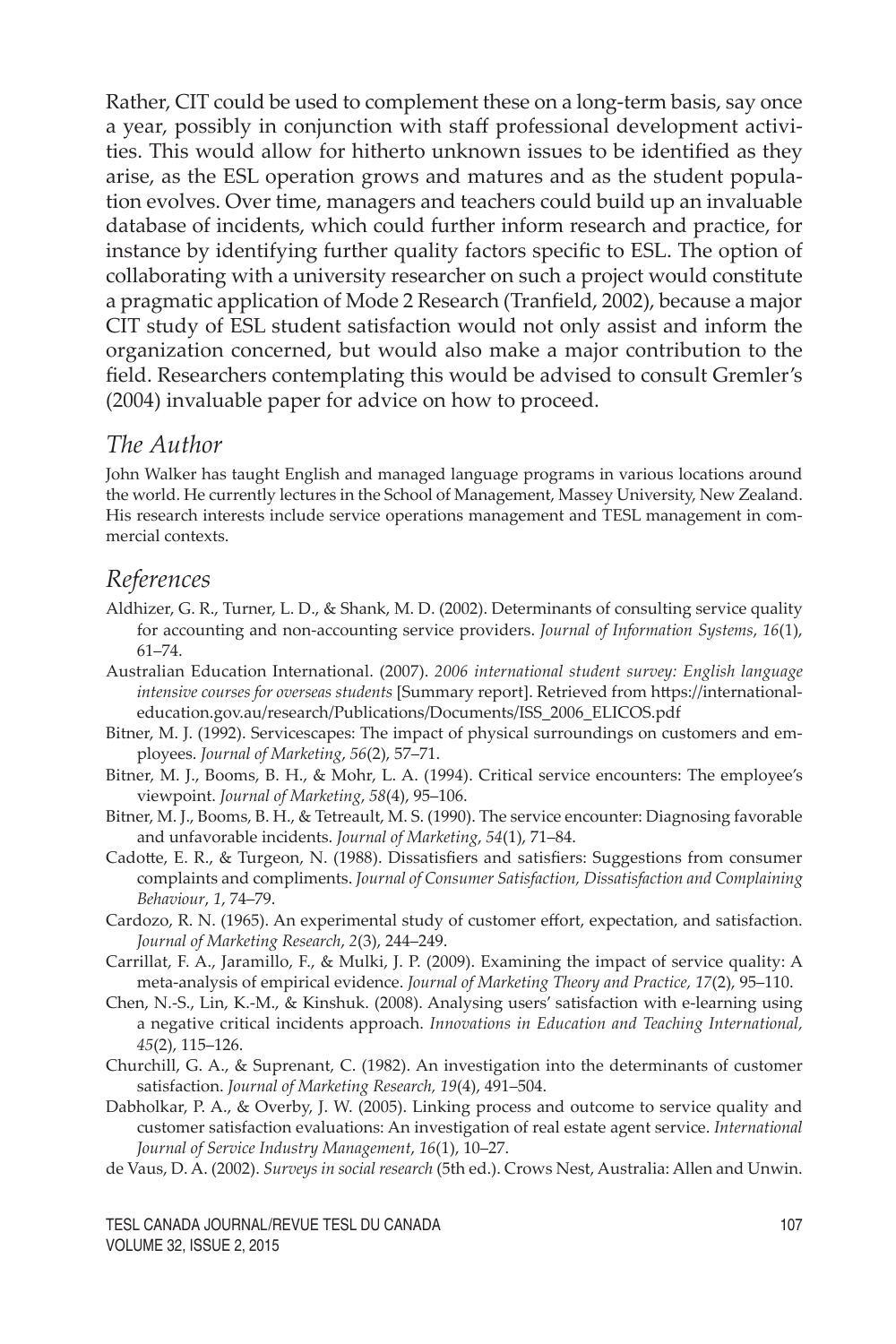Rather, CIT could be used to complement these on a long-term basis, say once a year, possibly in conjunction with staff professional development activities. This would allow for hitherto unknown issues to be identified as they arise, as the ESL operation grows and matures and as the student population evolves. Over time, managers and teachers could build up an invaluable database of incidents, which could further inform research and practice, for instance by identifying further quality factors specific to ESL. The option of collaborating with a university researcher on such a project would constitute a pragmatic application of Mode 2 Research (Tranfield, 2002), because a major CIT study of ESL student satisfaction would not only assist and inform the organization concerned, but would also make a major contribution to the field. Researchers contemplating this would be advised to consult Gremler's (2004) invaluable paper for advice on how to proceed.

## *The Author*

John Walker has taught English and managed language programs in various locations around the world. He currently lectures in the School of Management, Massey University, New Zealand. His research interests include service operations management and TESL management in commercial contexts.

## *References*

Aldhizer, G. R., Turner, L. D., & Shank, M. D. (2002). Determinants of consulting service quality for accounting and non-accounting service providers. *Journal of Information Systems*, *16*(1), 61–74.

Australian Education International. (2007). *2006 international student survey: English language intensive courses for overseas students* [Summary report]. Retrieved from https://internationaleducation.gov.au/research/Publications/Documents/ISS_2006_ELICOS.pdf

Bitner, M. J. (1992). Servicescapes: The impact of physical surroundings on customers and employees. *Journal of Marketing*, *56*(2), 57–71.

Bitner, M. J., Booms, B. H., & Mohr, L. A. (1994). Critical service encounters: The employee's viewpoint. *Journal of Marketing*, *58*(4), 95–106.

Bitner, M. J., Booms, B. H., & Tetreault, M. S. (1990). The service encounter: Diagnosing favorable and unfavorable incidents. *Journal of Marketing*, *54*(1), 71–84.

Cadotte, E. R., & Turgeon, N. (1988). Dissatisfiers and satisfiers: Suggestions from consumer complaints and compliments. *Journal of Consumer Satisfaction, Dissatisfaction and Complaining Behaviour*, *1*, 74–79.

Cardozo, R. N. (1965). An experimental study of customer effort, expectation, and satisfaction. *Journal of Marketing Research*, *2*(3), 244–249.

Carrillat, F. A., Jaramillo, F., & Mulki, J. P. (2009). Examining the impact of service quality: A meta-analysis of empirical evidence. *Journal of Marketing Theory and Practice, 17*(2), 95–110.

Chen, N.-S., Lin, K.-M., & Kinshuk. (2008). Analysing users' satisfaction with e-learning using a negative critical incidents approach. *Innovations in Education and Teaching International, 45*(2), 115–126.

Churchill, G. A., & Suprenant, C. (1982). An investigation into the determinants of customer satisfaction. *Journal of Marketing Research, 19*(4), 491–504.

Dabholkar, P. A., & Overby, J. W. (2005). Linking process and outcome to service quality and customer satisfaction evaluations: An investigation of real estate agent service. *International Journal of Service Industry Management*, *16*(1), 10–27.

de Vaus, D. A. (2002). *Surveys in social research* (5th ed.). Crows Nest, Australia: Allen and Unwin.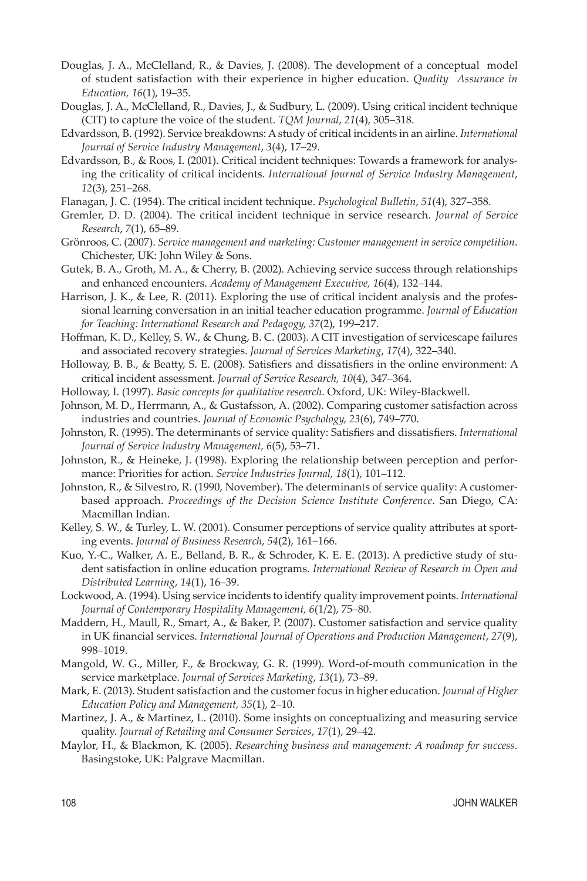Douglas, J. A., McClelland, R., & Davies, J. (2008). The development of a conceptual model of student satisfaction with their experience in higher education. *Quality Assurance in Education, 16*(1), 19–35.

Douglas, J. A., McClelland, R., Davies, J., & Sudbury, L. (2009). Using critical incident technique (CIT) to capture the voice of the student. *TQM Journal*, *21*(4), 305–318.

Edvardsson, B. (1992). Service breakdowns: A study of critical incidents in an airline. *International Journal of Service Industry Management*, *3*(4), 17–29.

Edvardsson, B., & Roos, I. (2001). Critical incident techniques: Towards a framework for analysing the criticality of critical incidents. *International Journal of Service Industry Management*, *12*(3), 251–268.

Flanagan, J. C. (1954). The critical incident technique. *Psychological Bulletin*, *51*(4), 327–358.

Gremler, D. D. (2004). The critical incident technique in service research. *Journal of Service Research*, *7*(1), 65–89.

Grönroos, C. (2007). *Service management and marketing: Customer management in service competition*. Chichester, UK: John Wiley & Sons.

Gutek, B. A., Groth, M. A., & Cherry, B. (2002). Achieving service success through relationships and enhanced encounters. *Academy of Management Executive, 16*(4), 132–144.

Harrison, J. K., & Lee, R. (2011). Exploring the use of critical incident analysis and the professional learning conversation in an initial teacher education programme. *Journal of Education for Teaching: International Research and Pedagogy, 37*(2), 199–217.

Hoffman, K. D., Kelley, S. W., & Chung, B. C. (2003). A CIT investigation of servicescape failures and associated recovery strategies. *Journal of Services Marketing, 17*(4), 322–340.

Holloway, B. B., & Beatty, S. E. (2008). Satisfiers and dissatisfiers in the online environment: A critical incident assessment. *Journal of Service Research, 10*(4), 347–364.

Holloway, I. (1997). *Basic concepts for qualitative research*. Oxford, UK: Wiley-Blackwell.

Johnson, M. D., Herrmann, A., & Gustafsson, A. (2002). Comparing customer satisfaction across industries and countries. *Journal of Economic Psychology, 23*(6), 749–770.

Johnston, R. (1995). The determinants of service quality: Satisfiers and dissatisfiers. *International Journal of Service Industry Management, 6*(5), 53–71.

Johnston, R., & Heineke, J. (1998). Exploring the relationship between perception and performance: Priorities for action. *Service Industries Journal, 18*(1), 101–112.

Johnston, R., & Silvestro, R. (1990, November). The determinants of service quality: A customer-based approach. *Proceedings of the Decision Science Institute Conference*. San Diego, CA: Macmillan Indian.

Kelley, S. W., & Turley, L. W. (2001). Consumer perceptions of service quality attributes at sporting events. *Journal of Business Research*, *54*(2), 161–166.

Kuo, Y.-C., Walker, A. E., Belland, B. R., & Schroder, K. E. E. (2013). A predictive study of student satisfaction in online education programs. *International Review of Research in Open and Distributed Learning*, *14*(1), 16–39.

Lockwood, A. (1994). Using service incidents to identify quality improvement points. *International Journal of Contemporary Hospitality Management, 6*(1/2), 75–80.

Maddern, H., Maull, R., Smart, A., & Baker, P. (2007). Customer satisfaction and service quality in UK financial services. *International Journal of Operations and Production Management*, *27*(9), 998–1019.

Mangold, W. G., Miller, F., & Brockway, G. R. (1999). Word-of-mouth communication in the service marketplace. *Journal of Services Marketing*, *13*(1), 73–89.

Mark, E. (2013). Student satisfaction and the customer focus in higher education. *Journal of Higher Education Policy and Management, 35*(1), 2–10.

Martinez, J. A., & Martinez, L. (2010). Some insights on conceptualizing and measuring service quality. *Journal of Retailing and Consumer Services*, *17*(1), 29–42.

Maylor, H., & Blackmon, K. (2005). *Researching business and management: A roadmap for success*. Basingstoke, UK: Palgrave Macmillan.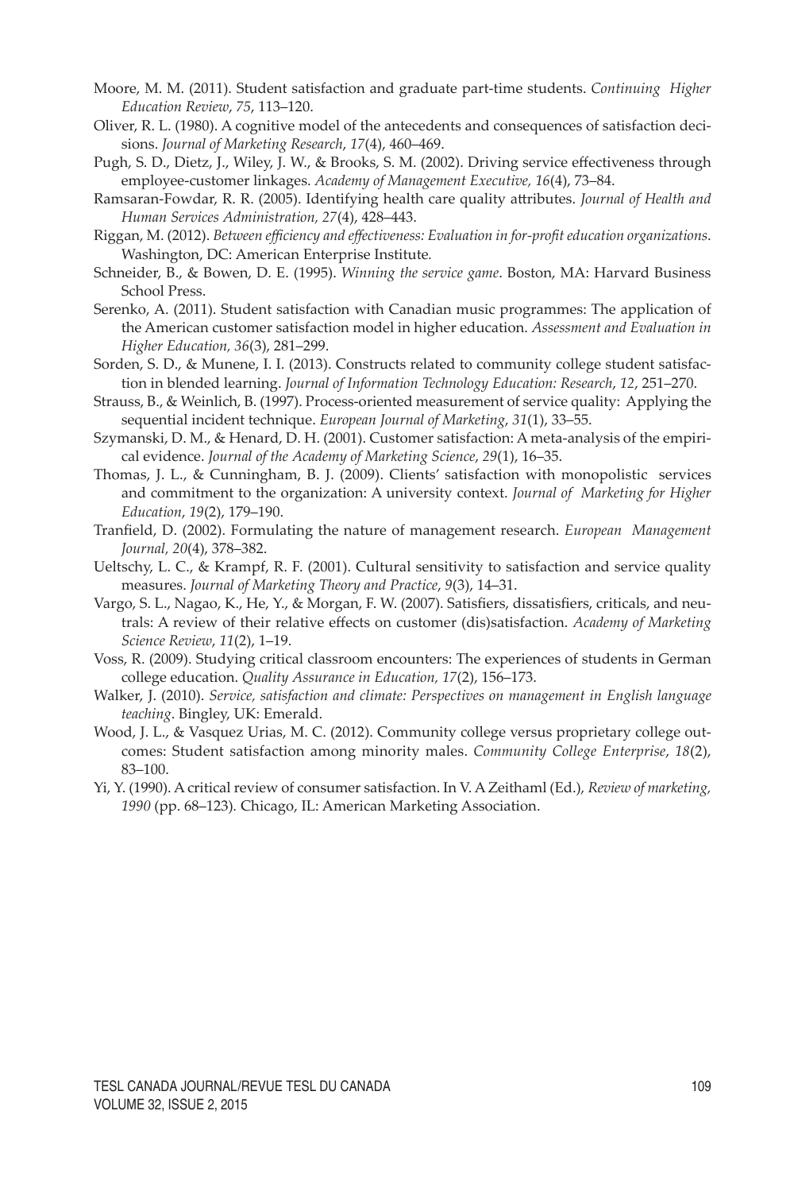Moore, M. M. (2011). Student satisfaction and graduate part-time students. *Continuing Higher Education Review*, *75*, 113–120.

Oliver, R. L. (1980). A cognitive model of the antecedents and consequences of satisfaction decisions. *Journal of Marketing Research*, *17*(4), 460–469.

Pugh, S. D., Dietz, J., Wiley, J. W., & Brooks, S. M. (2002). Driving service effectiveness through employee-customer linkages. *Academy of Management Executive, 16*(4), 73–84.

Ramsaran-Fowdar, R. R. (2005). Identifying health care quality attributes. *Journal of Health and Human Services Administration, 27*(4), 428–443.

Riggan, M. (2012). *Between efficiency and effectiveness: Evaluation in for-profit education organizations*. Washington, DC: American Enterprise Institute.

Schneider, B., & Bowen, D. E. (1995). *Winning the service game*. Boston, MA: Harvard Business School Press.

Serenko, A. (2011). Student satisfaction with Canadian music programmes: The application of the American customer satisfaction model in higher education. *Assessment and Evaluation in Higher Education, 36*(3), 281–299.

Sorden, S. D., & Munene, I. I. (2013). Constructs related to community college student satisfaction in blended learning. *Journal of Information Technology Education: Research*, *12*, 251–270.

Strauss, B., & Weinlich, B. (1997). Process-oriented measurement of service quality: Applying the sequential incident technique. *European Journal of Marketing*, *31*(1), 33–55.

Szymanski, D. M., & Henard, D. H. (2001). Customer satisfaction: A meta-analysis of the empirical evidence. *Journal of the Academy of Marketing Science*, *29*(1), 16–35.

Thomas, J. L., & Cunningham, B. J. (2009). Clients' satisfaction with monopolistic services and commitment to the organization: A university context. *Journal of Marketing for Higher Education*, *19*(2), 179–190.

Tranfield, D. (2002). Formulating the nature of management research. *European Management Journal, 20*(4), 378–382.

Ueltschy, L. C., & Krampf, R. F. (2001). Cultural sensitivity to satisfaction and service quality measures. *Journal of Marketing Theory and Practice*, *9*(3), 14–31.

Vargo, S. L., Nagao, K., He, Y., & Morgan, F. W. (2007). Satisfiers, dissatisfiers, criticals, and neutrals: A review of their relative effects on customer (dis)satisfaction. *Academy of Marketing Science Review*, *11*(2), 1–19.

Voss, R. (2009). Studying critical classroom encounters: The experiences of students in German college education. *Quality Assurance in Education, 17*(2), 156–173.

Walker, J. (2010). *Service, satisfaction and climate: Perspectives on management in English language teaching*. Bingley, UK: Emerald.

Wood, J. L., & Vasquez Urias, M. C. (2012). Community college versus proprietary college outcomes: Student satisfaction among minority males. *Community College Enterprise*, *18*(2), 83–100.

Yi, Y. (1990). A critical review of consumer satisfaction. In V. A Zeithaml (Ed.), *Review of marketing, 1990* (pp. 68–123). Chicago, IL: American Marketing Association.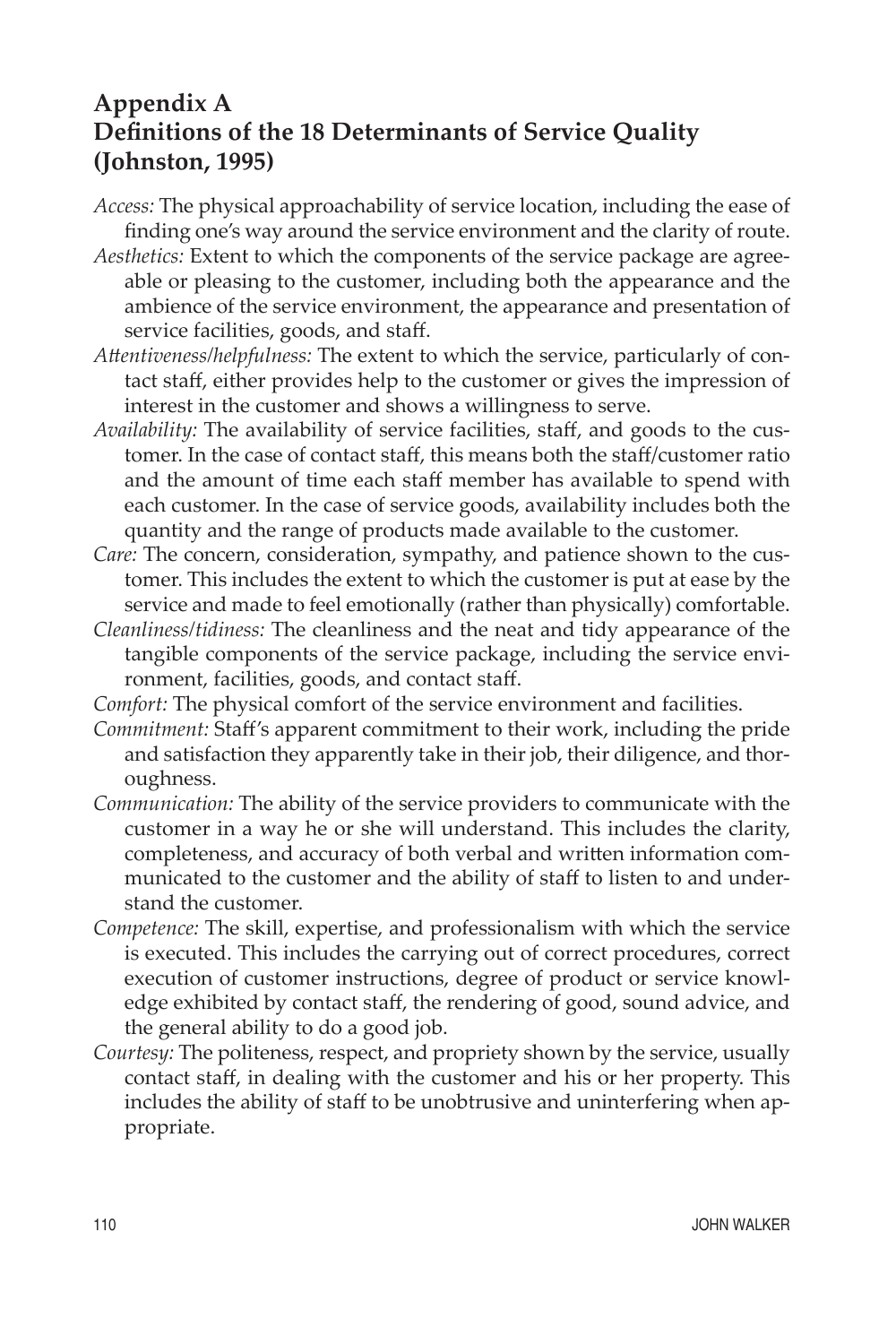## Appendix A
## Definitions of the 18 Determinants of Service Quality (Johnston, 1995)

*Access:* The physical approachability of service location, including the ease of finding one's way around the service environment and the clarity of route.

*Aesthetics:* Extent to which the components of the service package are agreeable or pleasing to the customer, including both the appearance and the ambience of the service environment, the appearance and presentation of service facilities, goods, and staff.

*Attentiveness/helpfulness:* The extent to which the service, particularly of contact staff, either provides help to the customer or gives the impression of interest in the customer and shows a willingness to serve.

*Availability:* The availability of service facilities, staff, and goods to the customer. In the case of contact staff, this means both the staff/customer ratio and the amount of time each staff member has available to spend with each customer. In the case of service goods, availability includes both the quantity and the range of products made available to the customer.

*Care:* The concern, consideration, sympathy, and patience shown to the customer. This includes the extent to which the customer is put at ease by the service and made to feel emotionally (rather than physically) comfortable.

*Cleanliness/tidiness:* The cleanliness and the neat and tidy appearance of the tangible components of the service package, including the service environment, facilities, goods, and contact staff.

*Comfort:* The physical comfort of the service environment and facilities.

*Commitment:* Staff's apparent commitment to their work, including the pride and satisfaction they apparently take in their job, their diligence, and thoroughness.

*Communication:* The ability of the service providers to communicate with the customer in a way he or she will understand. This includes the clarity, completeness, and accuracy of both verbal and written information communicated to the customer and the ability of staff to listen to and understand the customer.

*Competence:* The skill, expertise, and professionalism with which the service is executed. This includes the carrying out of correct procedures, correct execution of customer instructions, degree of product or service knowledge exhibited by contact staff, the rendering of good, sound advice, and the general ability to do a good job.

*Courtesy:* The politeness, respect, and propriety shown by the service, usually contact staff, in dealing with the customer and his or her property. This includes the ability of staff to be unobtrusive and uninterfering when appropriate.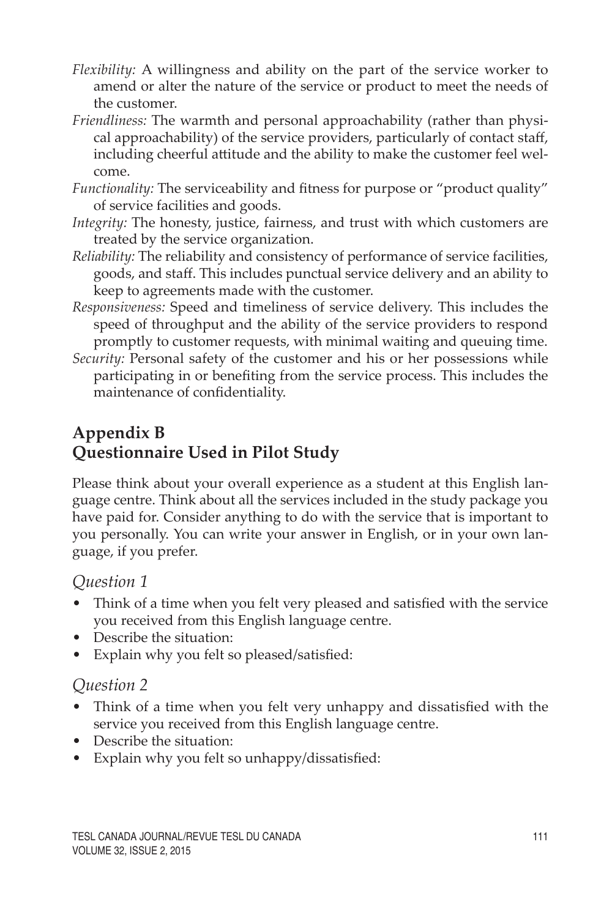*Flexibility:* A willingness and ability on the part of the service worker to amend or alter the nature of the service or product to meet the needs of the customer.

*Friendliness:* The warmth and personal approachability (rather than physical approachability) of the service providers, particularly of contact staff, including cheerful attitude and the ability to make the customer feel welcome.

*Functionality:* The serviceability and fitness for purpose or "product quality" of service facilities and goods.

*Integrity:* The honesty, justice, fairness, and trust with which customers are treated by the service organization.

*Reliability:* The reliability and consistency of performance of service facilities, goods, and staff. This includes punctual service delivery and an ability to keep to agreements made with the customer.

*Responsiveness:* Speed and timeliness of service delivery. This includes the speed of throughput and the ability of the service providers to respond promptly to customer requests, with minimal waiting and queuing time.

*Security:* Personal safety of the customer and his or her possessions while participating in or benefiting from the service process. This includes the maintenance of confidentiality.

## Appendix B
## Questionnaire Used in Pilot Study

Please think about your overall experience as a student at this English language centre. Think about all the services included in the study package you have paid for. Consider anything to do with the service that is important to you personally. You can write your answer in English, or in your own language, if you prefer.

### *Question 1*

- Think of a time when you felt very pleased and satisfied with the service you received from this English language centre.
- Describe the situation:
- Explain why you felt so pleased/satisfied:

### *Question 2*

- Think of a time when you felt very unhappy and dissatisfied with the service you received from this English language centre.
- Describe the situation:
- Explain why you felt so unhappy/dissatisfied: